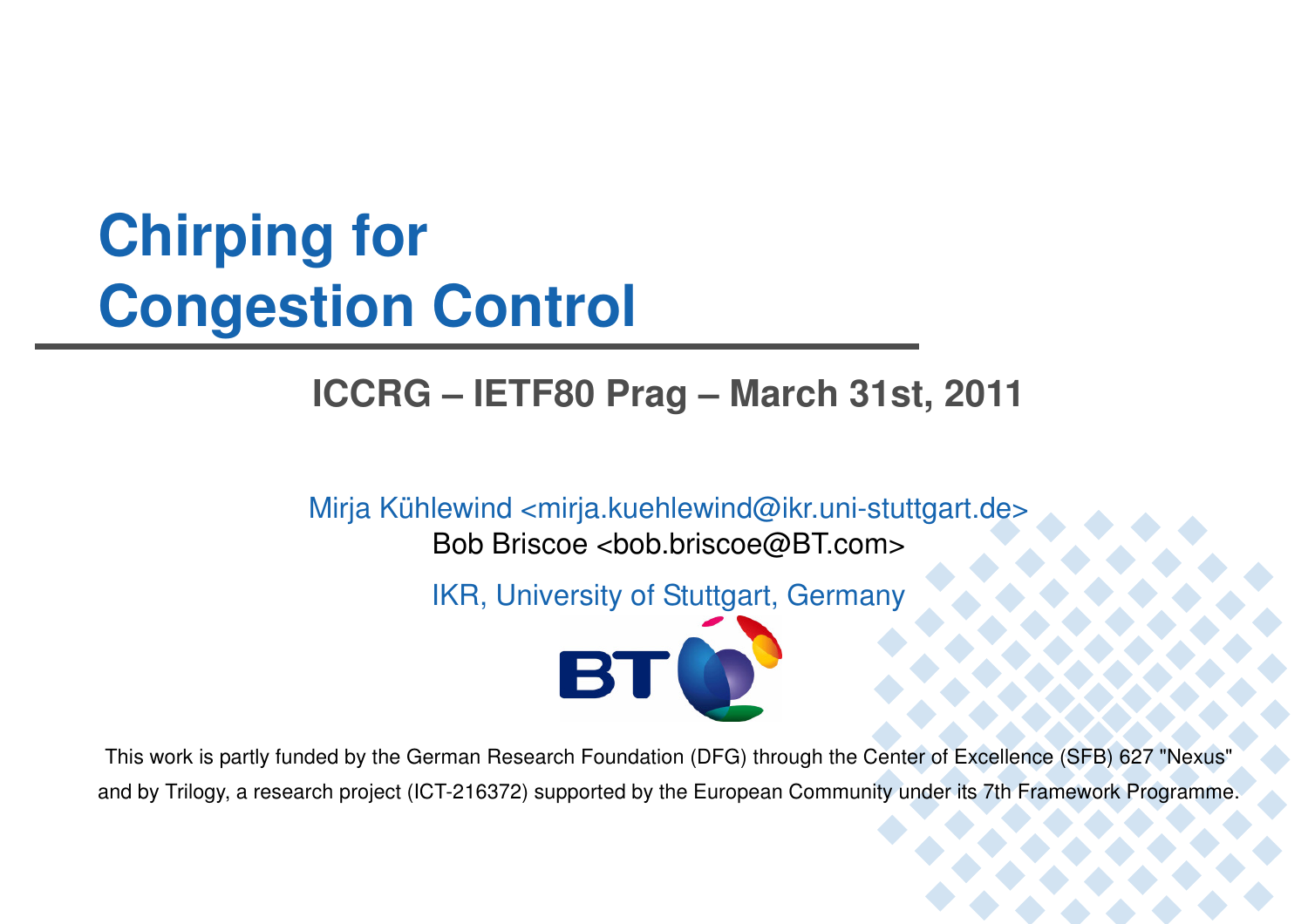# Chirping for Congestion Control

**ICCRG – IETF80 Prag – March 31st, 2011**

Mirja Kühlewind <mirja.kuehlewind@ikr.uni-stuttgart.de>
Bob Briscoe <bob.briscoe@BT.com>

IKR, University of Stuttgart, Germany

This work is partly funded by the German Research Foundation (DFG) through the Center of Excellence (SFB) 627 "Nexus" and by Trilogy, a research project (ICT-216372) supported by the European Community under its 7th Framework Programme.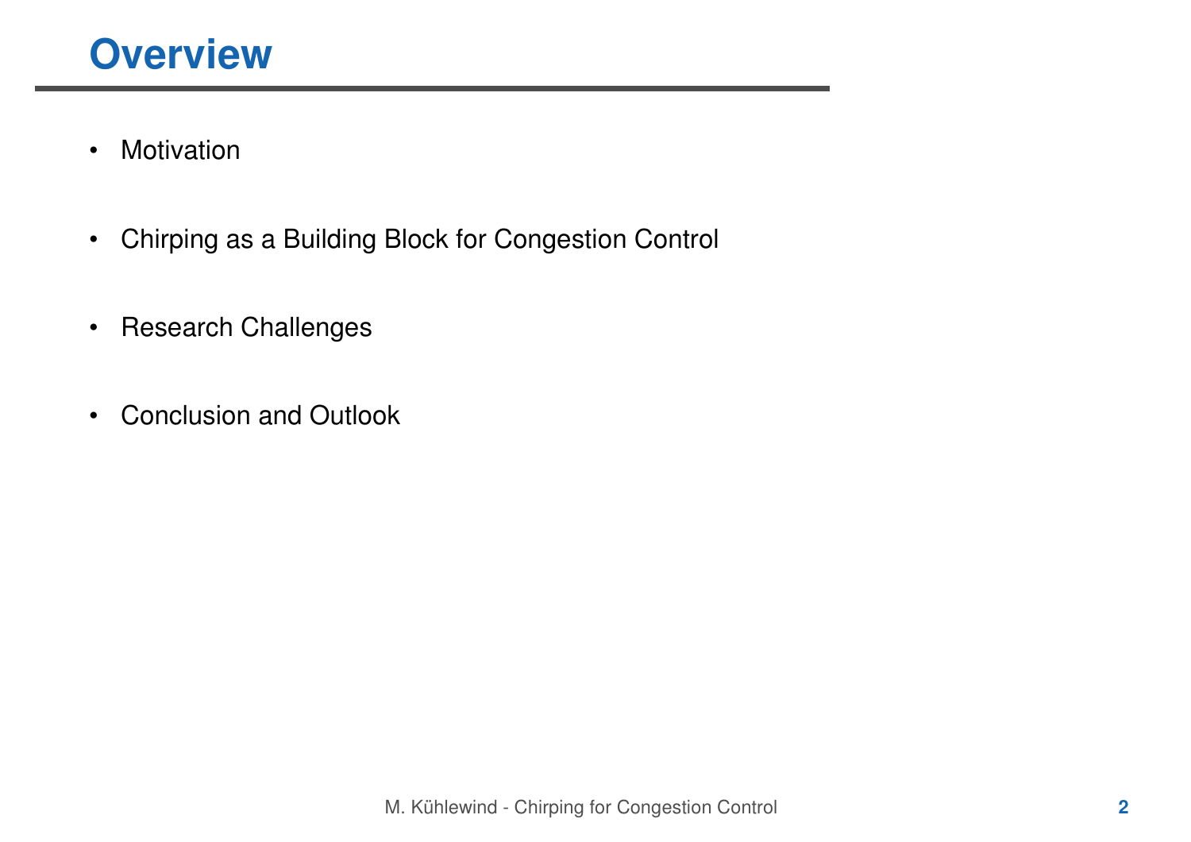# Overview

- Motivation
- Chirping as a Building Block for Congestion Control
- Research Challenges
- Conclusion and Outlook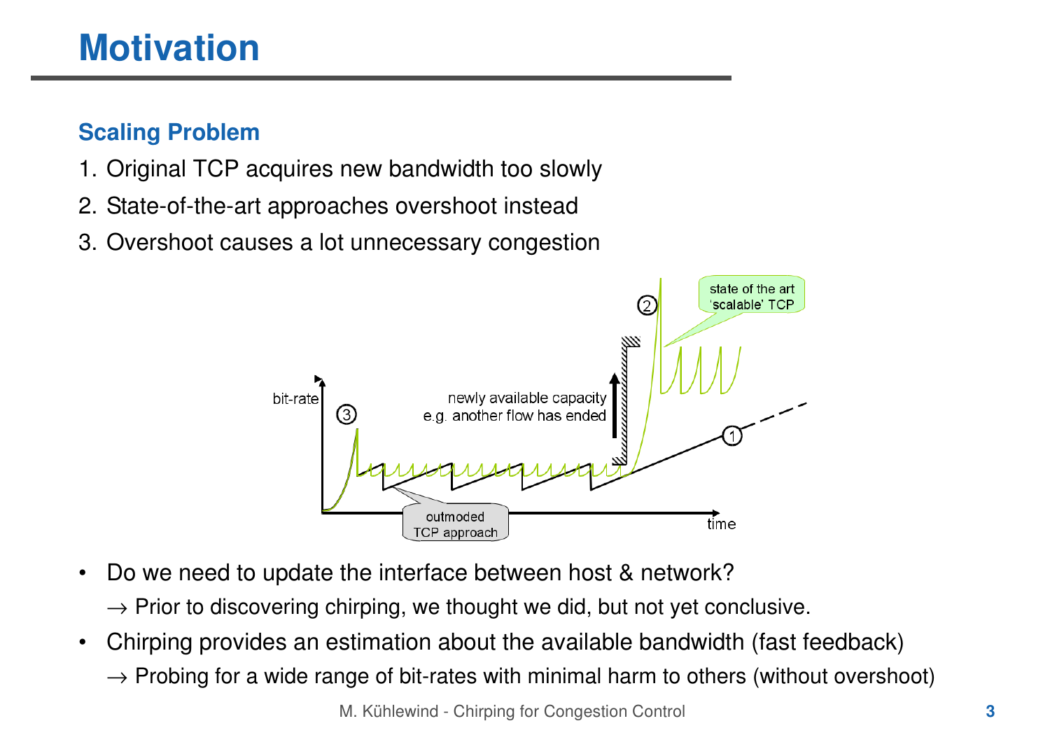# Motivation

## Scaling Problem

1. Original TCP acquires new bandwidth too slowly
2. State-of-the-art approaches overshoot instead
3. Overshoot causes a lot unnecessary congestion

- Do we need to update the interface between host & network?
  → Prior to discovering chirping, we thought we did, but not yet conclusive.
- Chirping provides an estimation about the available bandwidth (fast feedback)
  → Probing for a wide range of bit-rates with minimal harm to others (without overshoot)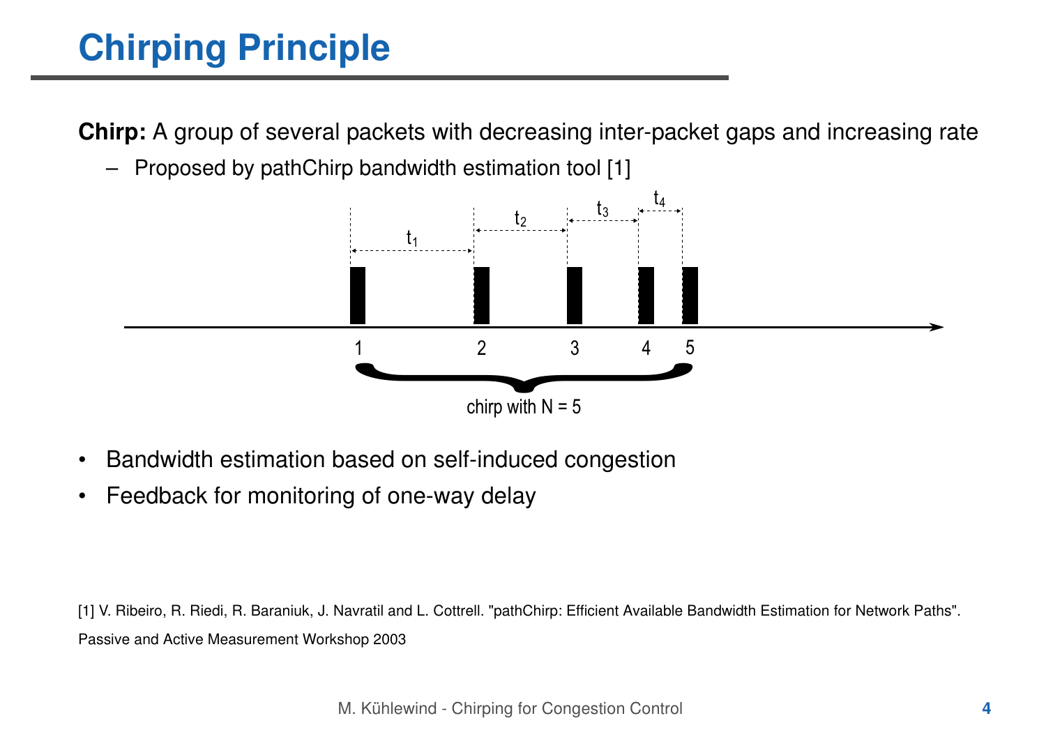# Chirping Principle

**Chirp:** A group of several packets with decreasing inter-packet gaps and increasing rate

– Proposed by pathChirp bandwidth estimation tool [1]

$t_1$ $t_2$ $t_3$ $t_4$

1 2 3 4 5

chirp with N = 5

- Bandwidth estimation based on self-induced congestion
- Feedback for monitoring of one-way delay

[1] V. Ribeiro, R. Riedi, R. Baraniuk, J. Navratil and L. Cottrell. "pathChirp: Efficient Available Bandwidth Estimation for Network Paths". Passive and Active Measurement Workshop 2003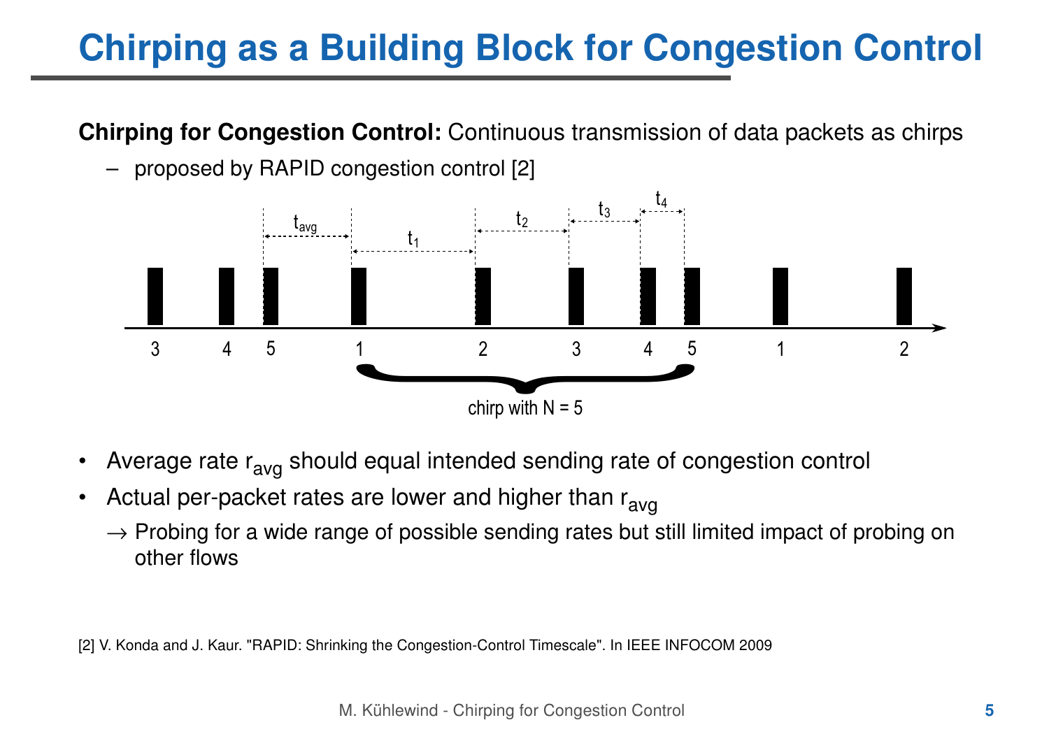# Chirping as a Building Block for Congestion Control

**Chirping for Congestion Control:** Continuous transmission of data packets as chirps

- proposed by RAPID congestion control [2]

$t_{avg}$ $t_1$ $t_2$ $t_3$ $t_4$

3 4 5 1 2 3 4 5 1 2

chirp with N = 5

- Average rate $r_{avg}$ should equal intended sending rate of congestion control
- Actual per-packet rates are lower and higher than $r_{avg}$

  → Probing for a wide range of possible sending rates but still limited impact of probing on other flows

[2] V. Konda and J. Kaur. "RAPID: Shrinking the Congestion-Control Timescale". In IEEE INFOCOM 2009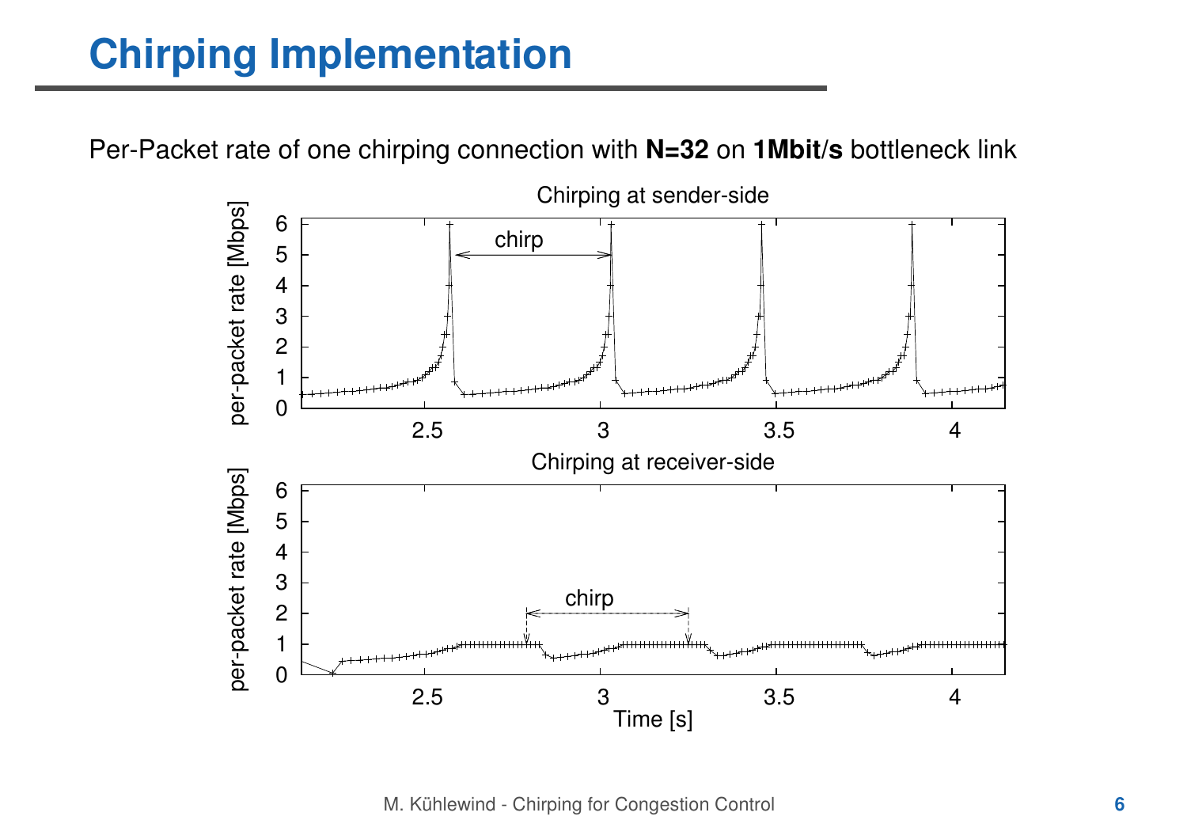# Chirping Implementation

Per-Packet rate of one chirping connection with **N=32** on **1Mbit/s** bottleneck link

Chirping at sender-side

Chirping at receiver-side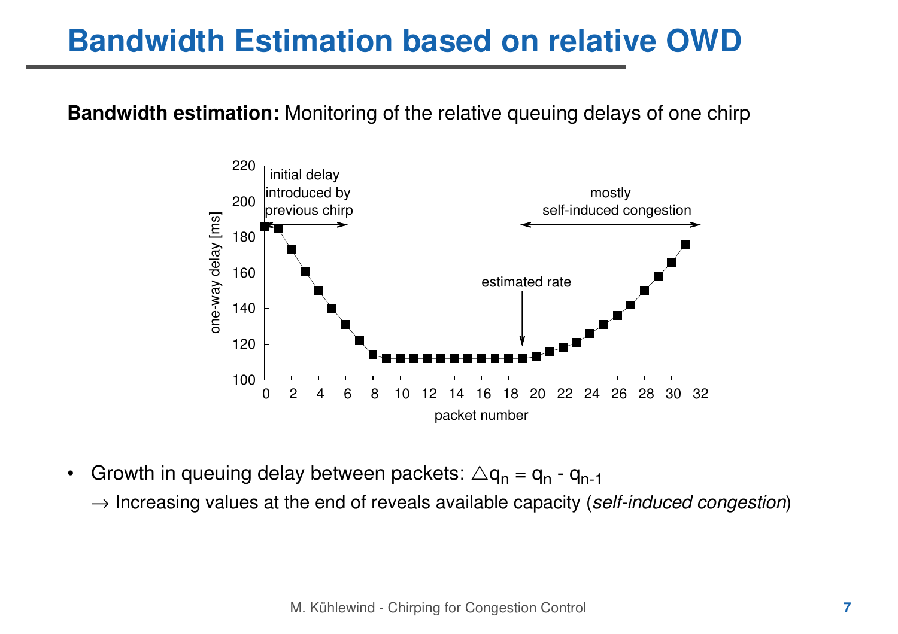# Bandwidth Estimation based on relative OWD

**Bandwidth estimation:** Monitoring of the relative queuing delays of one chirp

- Growth in queuing delay between packets: $\triangle q_n = q_n - q_{n-1}$
  → Increasing values at the end of reveals available capacity (*self-induced congestion*)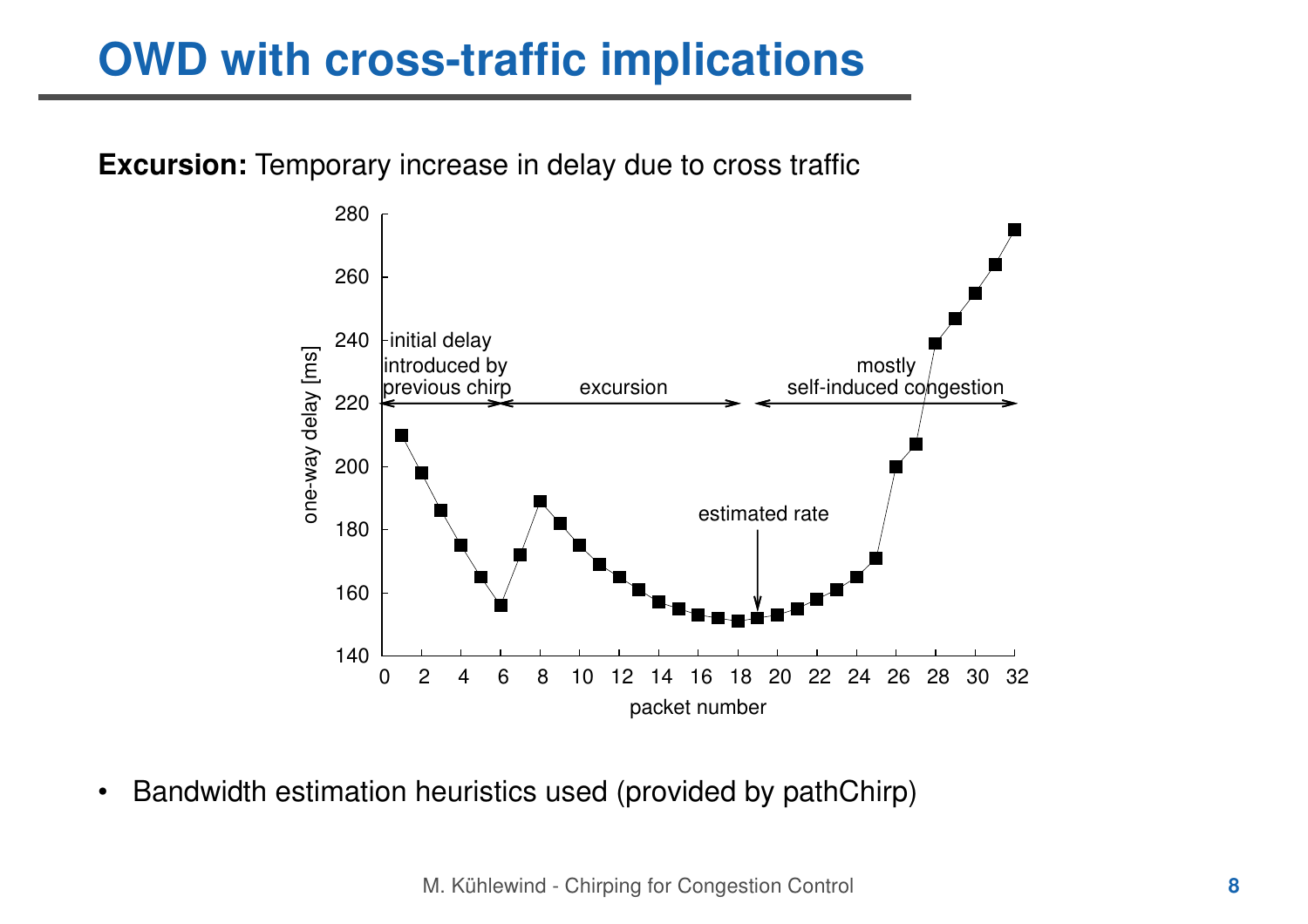# OWD with cross-traffic implications

**Excursion:** Temporary increase in delay due to cross traffic

- Bandwidth estimation heuristics used (provided by pathChirp)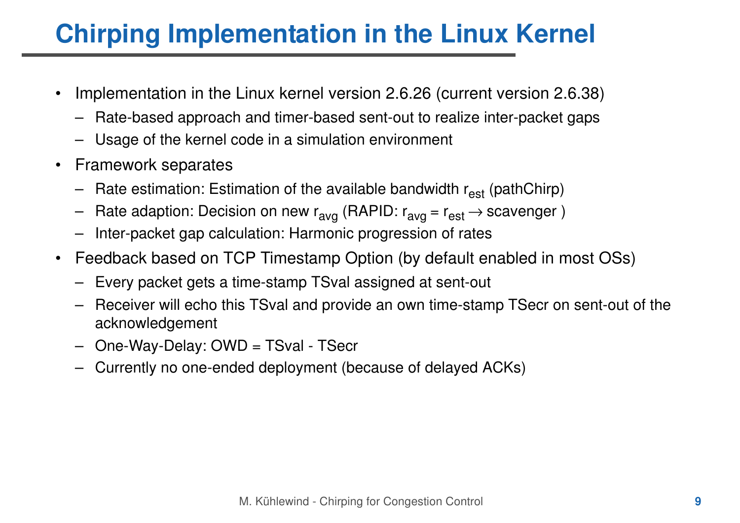# Chirping Implementation in the Linux Kernel

- Implementation in the Linux kernel version 2.6.26 (current version 2.6.38)
  - Rate-based approach and timer-based sent-out to realize inter-packet gaps
  - Usage of the kernel code in a simulation environment
- Framework separates
  - Rate estimation: Estimation of the available bandwidth $r_{est}$ (pathChirp)
  - Rate adaption: Decision on new $r_{avg}$ (RAPID: $r_{avg} = r_{est} \rightarrow$ scavenger )
  - Inter-packet gap calculation: Harmonic progression of rates
- Feedback based on TCP Timestamp Option (by default enabled in most OSs)
  - Every packet gets a time-stamp TSval assigned at sent-out
  - Receiver will echo this TSval and provide an own time-stamp TSecr on sent-out of the acknowledgement
  - One-Way-Delay: OWD = TSval - TSecr
  - Currently no one-ended deployment (because of delayed ACKs)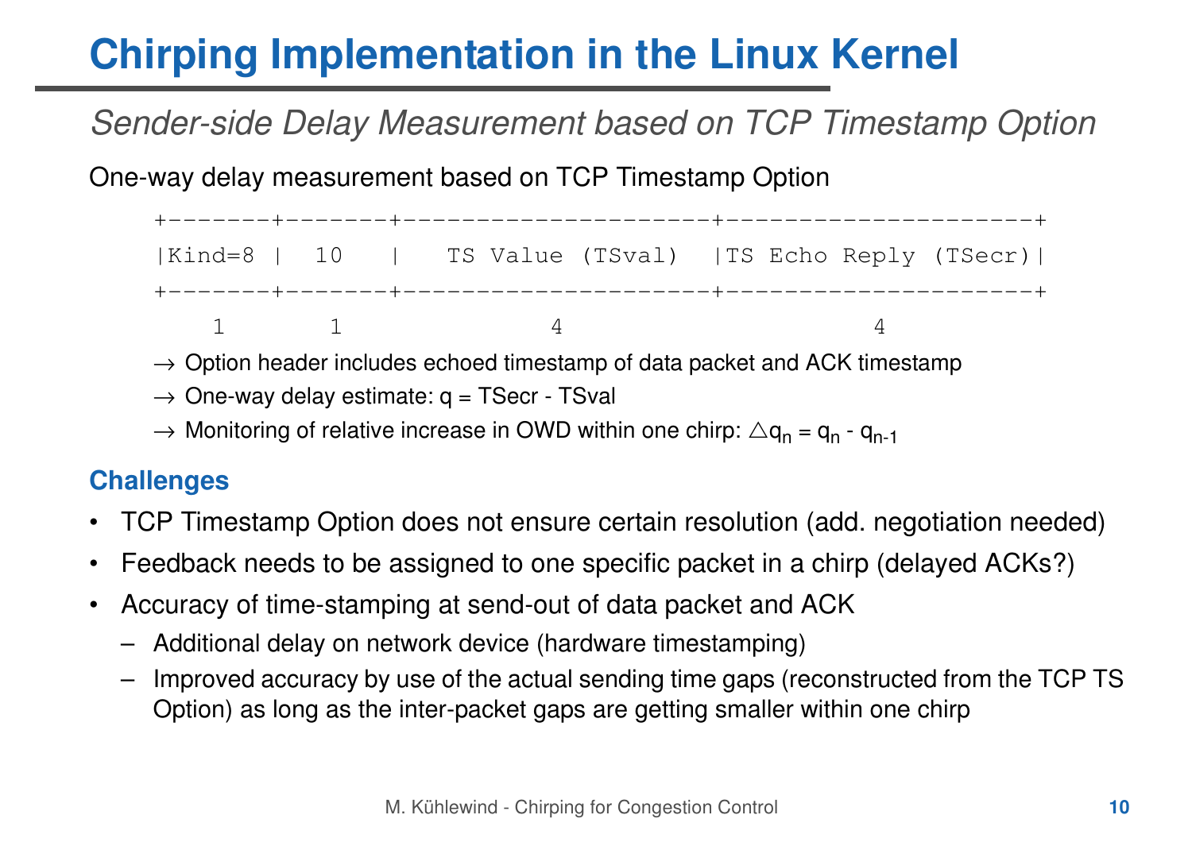# Chirping Implementation in the Linux Kernel

## *Sender-side Delay Measurement based on TCP Timestamp Option*

One-way delay measurement based on TCP Timestamp Option

```
+-------+-------+---------------------+---------------------+
|Kind=8 |  10   |   TS Value (TSval)  |TS Echo Reply (TSecr)|
+-------+-------+---------------------+---------------------+
    1       1              4                     4
```

→ Option header includes echoed timestamp of data packet and ACK timestamp

→ One-way delay estimate: q = TSecr - TSval

→ Monitoring of relative increase in OWD within one chirp: $\triangle q_n = q_n - q_{n-1}$

### Challenges

- TCP Timestamp Option does not ensure certain resolution (add. negotiation needed)
- Feedback needs to be assigned to one specific packet in a chirp (delayed ACKs?)
- Accuracy of time-stamping at send-out of data packet and ACK
  - Additional delay on network device (hardware timestamping)
  - Improved accuracy by use of the actual sending time gaps (reconstructed from the TCP TS Option) as long as the inter-packet gaps are getting smaller within one chirp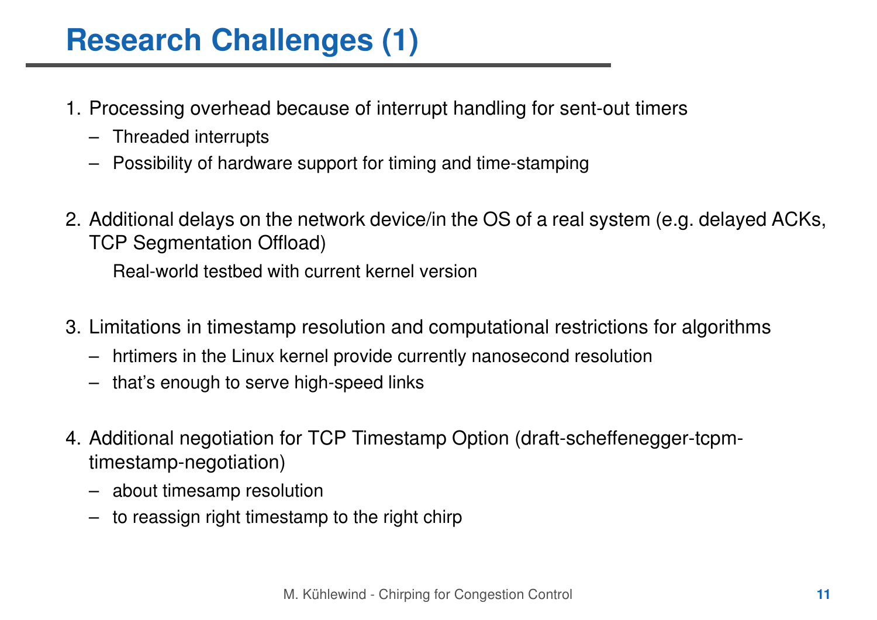# Research Challenges (1)

1. Processing overhead because of interrupt handling for sent-out timers
   - Threaded interrupts
   - Possibility of hardware support for timing and time-stamping

2. Additional delays on the network device/in the OS of a real system (e.g. delayed ACKs, TCP Segmentation Offload)

   Real-world testbed with current kernel version

3. Limitations in timestamp resolution and computational restrictions for algorithms
   - hrtimers in the Linux kernel provide currently nanosecond resolution
   - that's enough to serve high-speed links

4. Additional negotiation for TCP Timestamp Option (draft-scheffenegger-tcpm-timestamp-negotiation)
   - about timesamp resolution
   - to reassign right timestamp to the right chirp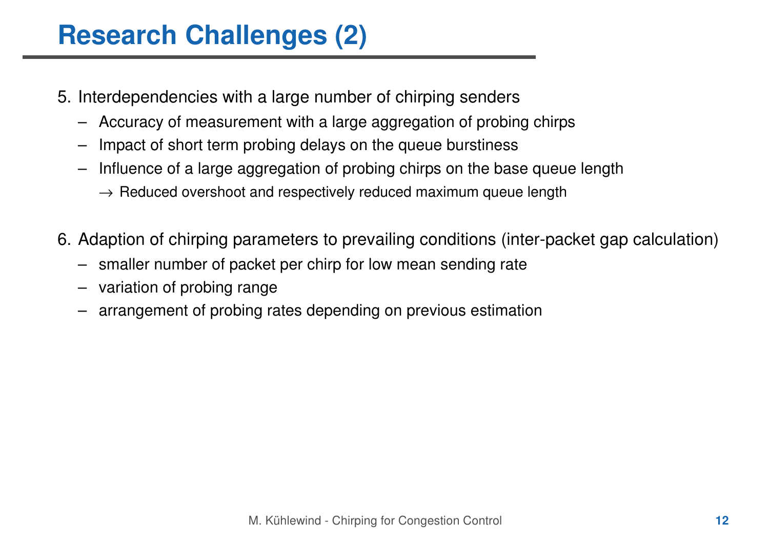# Research Challenges (2)

5. Interdependencies with a large number of chirping senders
   - Accuracy of measurement with a large aggregation of probing chirps
   - Impact of short term probing delays on the queue burstiness
   - Influence of a large aggregation of probing chirps on the base queue length
     - → Reduced overshoot and respectively reduced maximum queue length

6. Adaption of chirping parameters to prevailing conditions (inter-packet gap calculation)
   - smaller number of packet per chirp for low mean sending rate
   - variation of probing range
   - arrangement of probing rates depending on previous estimation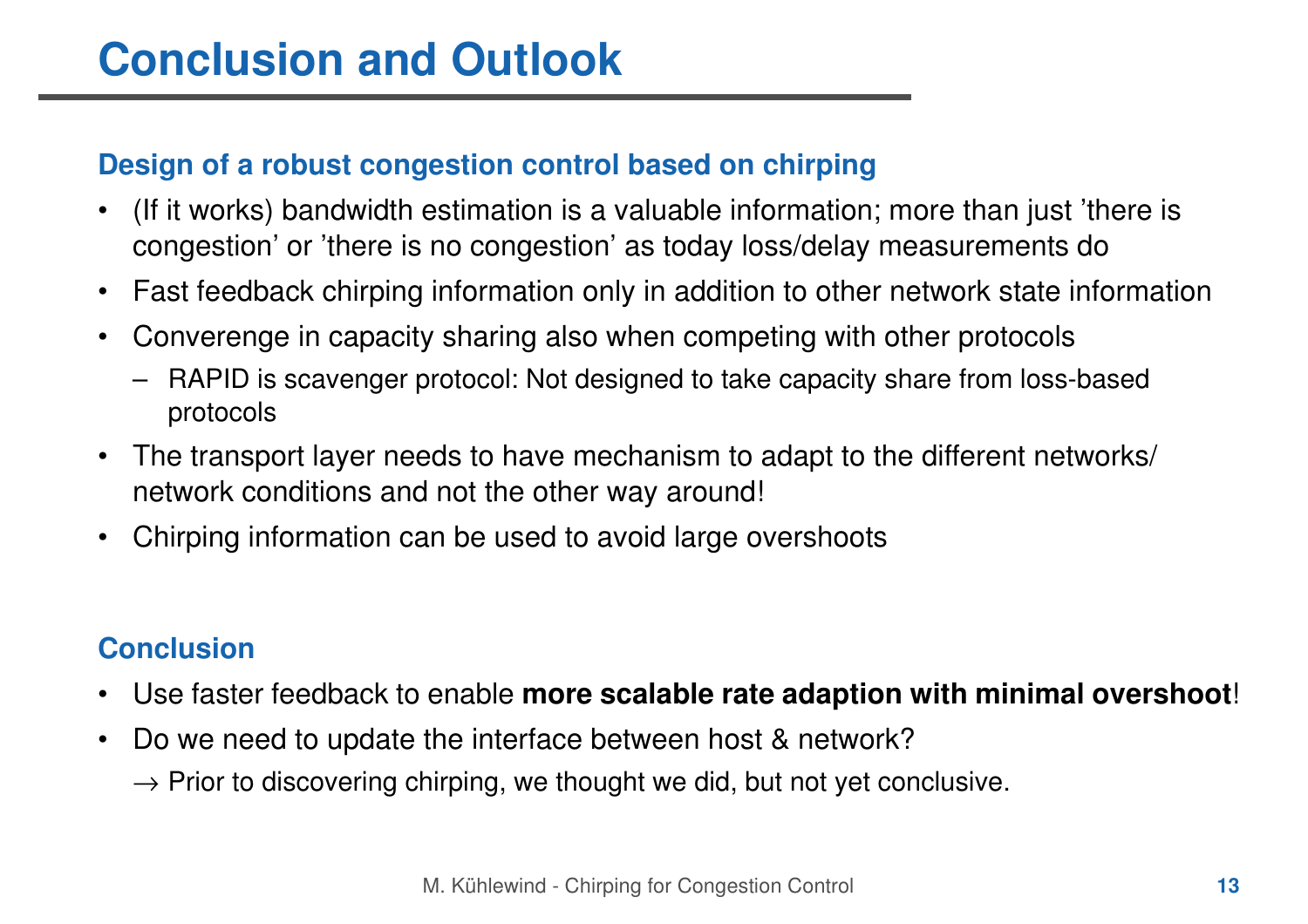# Conclusion and Outlook

### Design of a robust congestion control based on chirping

- (If it works) bandwidth estimation is a valuable information; more than just ’there is congestion’ or ’there is no congestion’ as today loss/delay measurements do
- Fast feedback chirping information only in addition to other network state information
- Converenge in capacity sharing also when competing with other protocols
  - RAPID is scavenger protocol: Not designed to take capacity share from loss-based protocols
- The transport layer needs to have mechanism to adapt to the different networks/ network conditions and not the other way around!
- Chirping information can be used to avoid large overshoots

### Conclusion

- Use faster feedback to enable **more scalable rate adaption with minimal overshoot**!
- Do we need to update the interface between host & network?

  → Prior to discovering chirping, we thought we did, but not yet conclusive.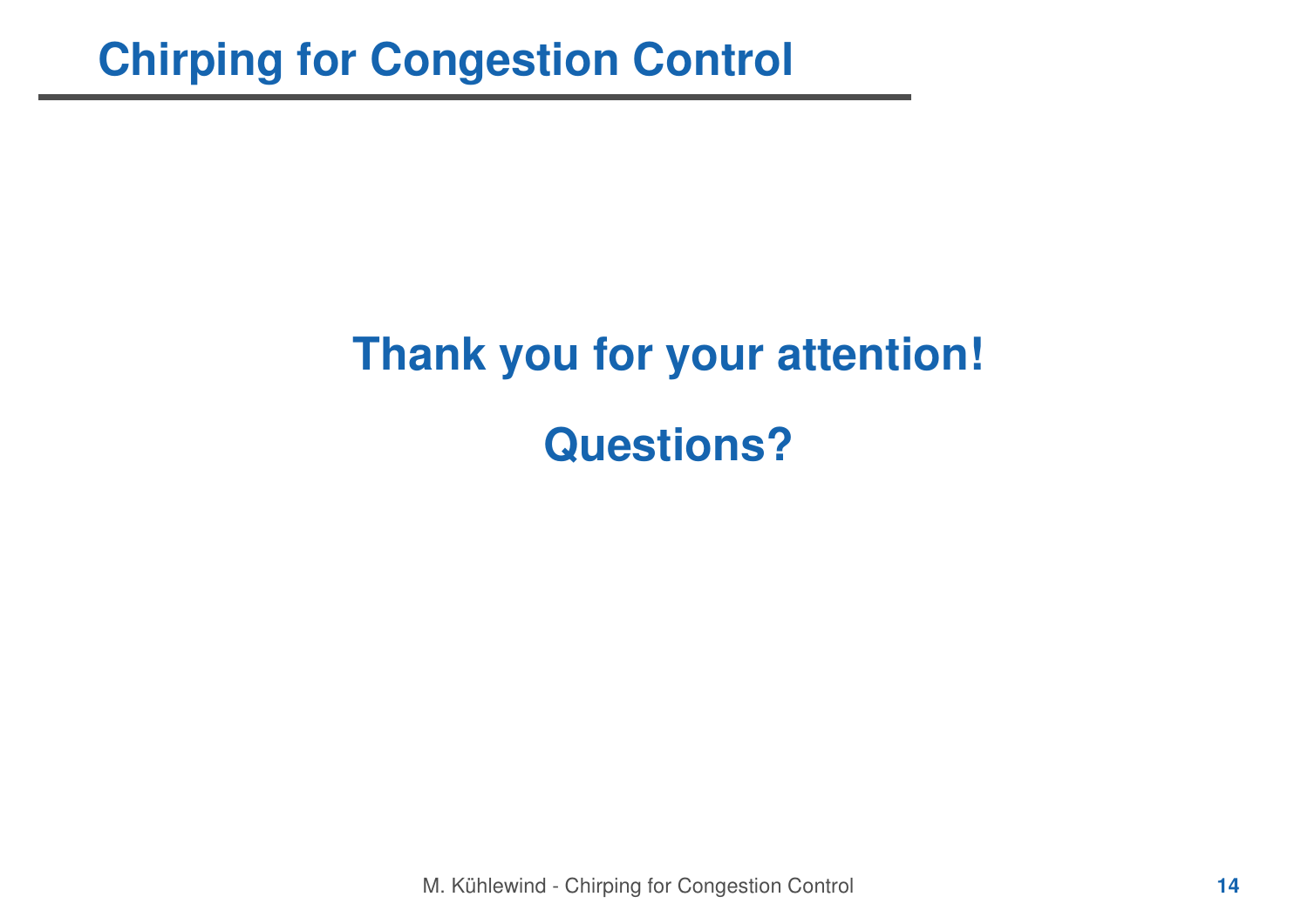# Chirping for Congestion Control

**Thank you for your attention!**

**Questions?**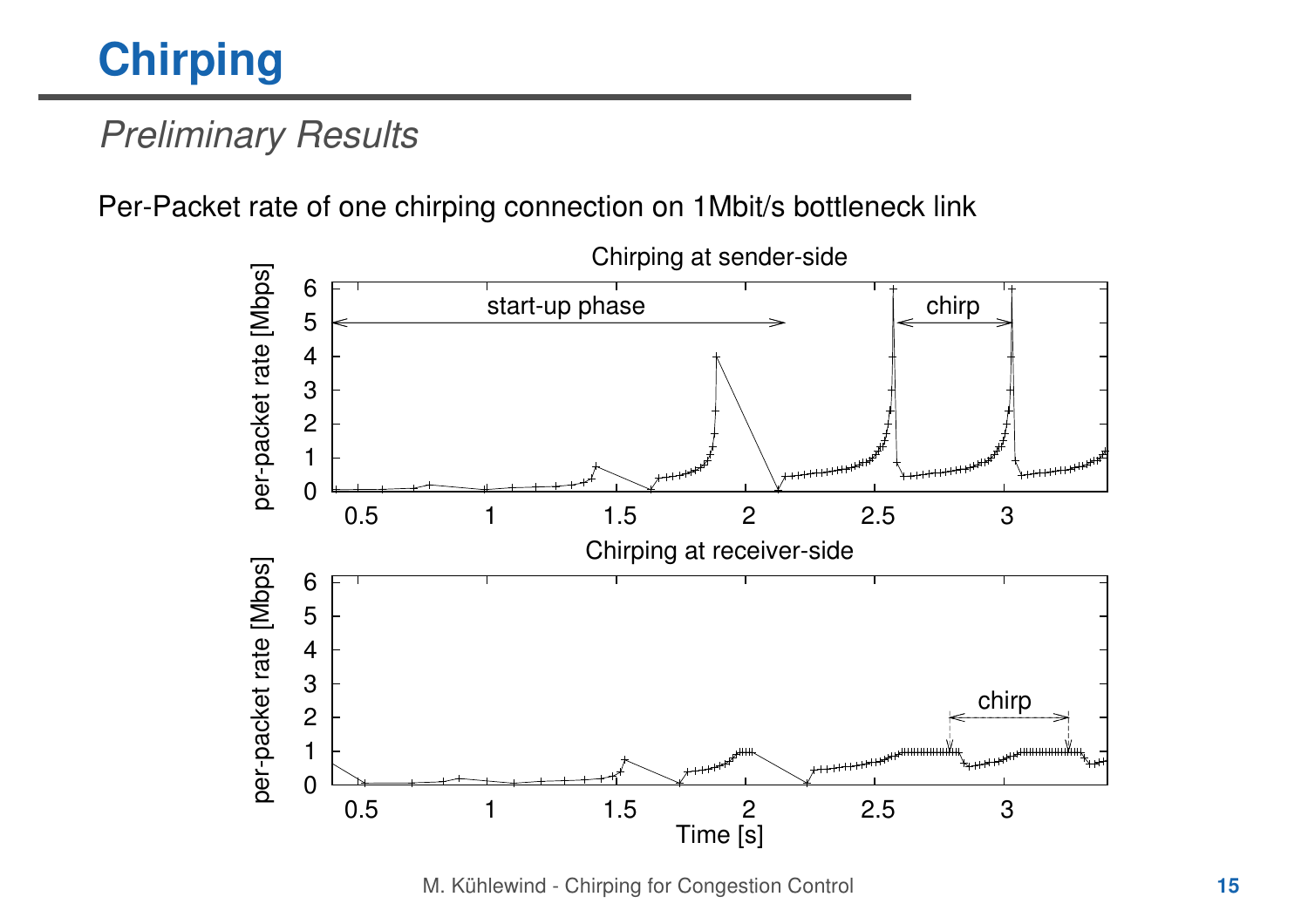# Chirping

*Preliminary Results*

Per-Packet rate of one chirping connection on 1Mbit/s bottleneck link

Chirping at sender-side

start-up phase

chirp

per-packet rate [Mbps]

Chirping at receiver-side

chirp

per-packet rate [Mbps]

Time [s]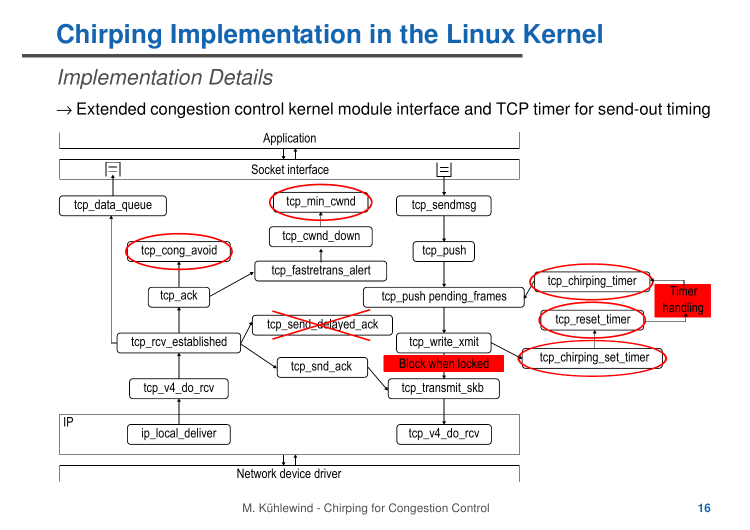# Chirping Implementation in the Linux Kernel

*Implementation Details*

→ Extended congestion control kernel module interface and TCP timer for send-out timing

Application

Socket interface

tcp_data_queue

tcp_min_cwnd

tcp_sendmsg

tcp_cwnd_down

tcp_cong_avoid

tcp_push

tcp_fastretrans_alert

tcp_chirping_timer

tcp_ack

tcp_push pending_frames

Timer handling

tcp_reset_timer

tcp_send_delayed_ack

tcp_rcv_established

tcp_write_xmit

tcp_chirping_set_timer

Block when locked

tcp_snd_ack

tcp_v4_do_rcv

tcp_transmit_skb

IP

ip_local_deliver

tcp_v4_do_rcv

Network device driver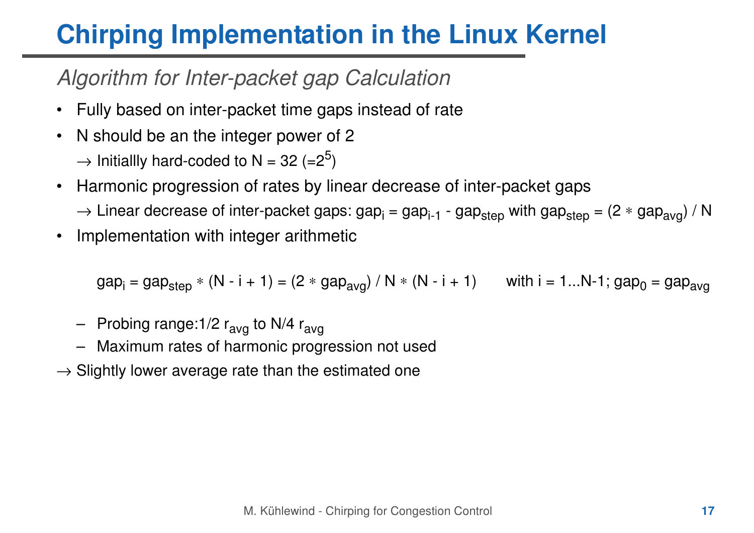# Chirping Implementation in the Linux Kernel

## *Algorithm for Inter-packet gap Calculation*

- Fully based on inter-packet time gaps instead of rate
- N should be an the integer power of 2
  → Initiallly hard-coded to N = 32 (=$2^5$)
- Harmonic progression of rates by linear decrease of inter-packet gaps
  → Linear decrease of inter-packet gaps: $gap_i = gap_{i-1} - gap_{step}$ with $gap_{step} = (2 * gap_{avg}) / N$
- Implementation with integer arithmetic

$$gap_i = gap_{step} * (N - i + 1) = (2 * gap_{avg}) / N * (N - i + 1) \qquad \text{with } i = 1...N\text{-}1;\ gap_0 = gap_{avg}$$

  – Probing range:1/2 $r_{avg}$ to N/4 $r_{avg}$
  – Maximum rates of harmonic progression not used

→ Slightly lower average rate than the estimated one